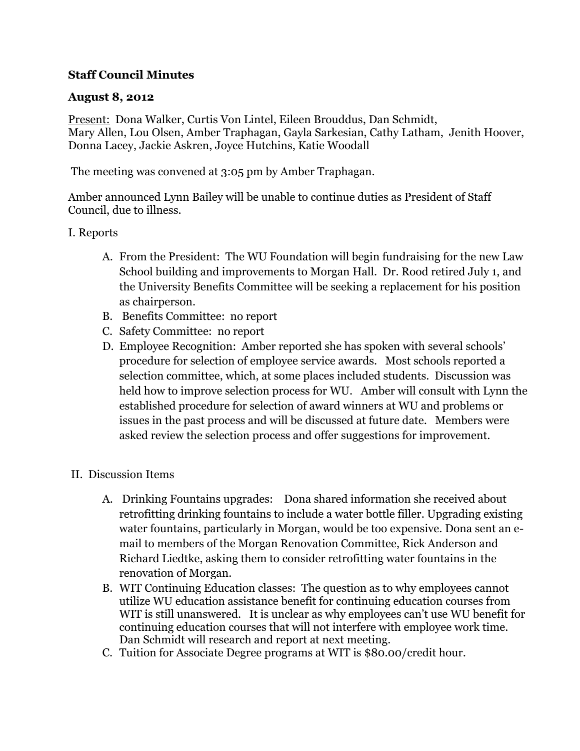**Staff Council Minutes**

**August 8, 2012**

Present: Dona Walker, Curtis Von Lintel, Eileen Brouddus, Dan Schmidt, Mary Allen, Lou Olsen, Amber Traphagan, Gayla Sarkesian, Cathy Latham, Jenith Hoover, Donna Lacey, Jackie Askren, Joyce Hutchins, Katie Woodall

The meeting was convened at 3:05 pm by Amber Traphagan.

Amber announced Lynn Bailey will be unable to continue duties as President of Staff Council, due to illness.

I. Reports

A. From the President: The WU Foundation will begin fundraising for the new Law School building and improvements to Morgan Hall. Dr. Rood retired July 1, and the University Benefits Committee will be seeking a replacement for his position as chairperson.

B. Benefits Committee: no report

C. Safety Committee: no report

D. Employee Recognition: Amber reported she has spoken with several schools' procedure for selection of employee service awards. Most schools reported a selection committee, which, at some places included students. Discussion was held how to improve selection process for WU. Amber will consult with Lynn the established procedure for selection of award winners at WU and problems or issues in the past process and will be discussed at future date. Members were asked review the selection process and offer suggestions for improvement.

II. Discussion Items

A. Drinking Fountains upgrades: Dona shared information she received about retrofitting drinking fountains to include a water bottle filler. Upgrading existing water fountains, particularly in Morgan, would be too expensive. Dona sent an e-mail to members of the Morgan Renovation Committee, Rick Anderson and Richard Liedtke, asking them to consider retrofitting water fountains in the renovation of Morgan.

B. WIT Continuing Education classes: The question as to why employees cannot utilize WU education assistance benefit for continuing education courses from WIT is still unanswered. It is unclear as why employees can't use WU benefit for continuing education courses that will not interfere with employee work time. Dan Schmidt will research and report at next meeting.

C. Tuition for Associate Degree programs at WIT is $80.00/credit hour.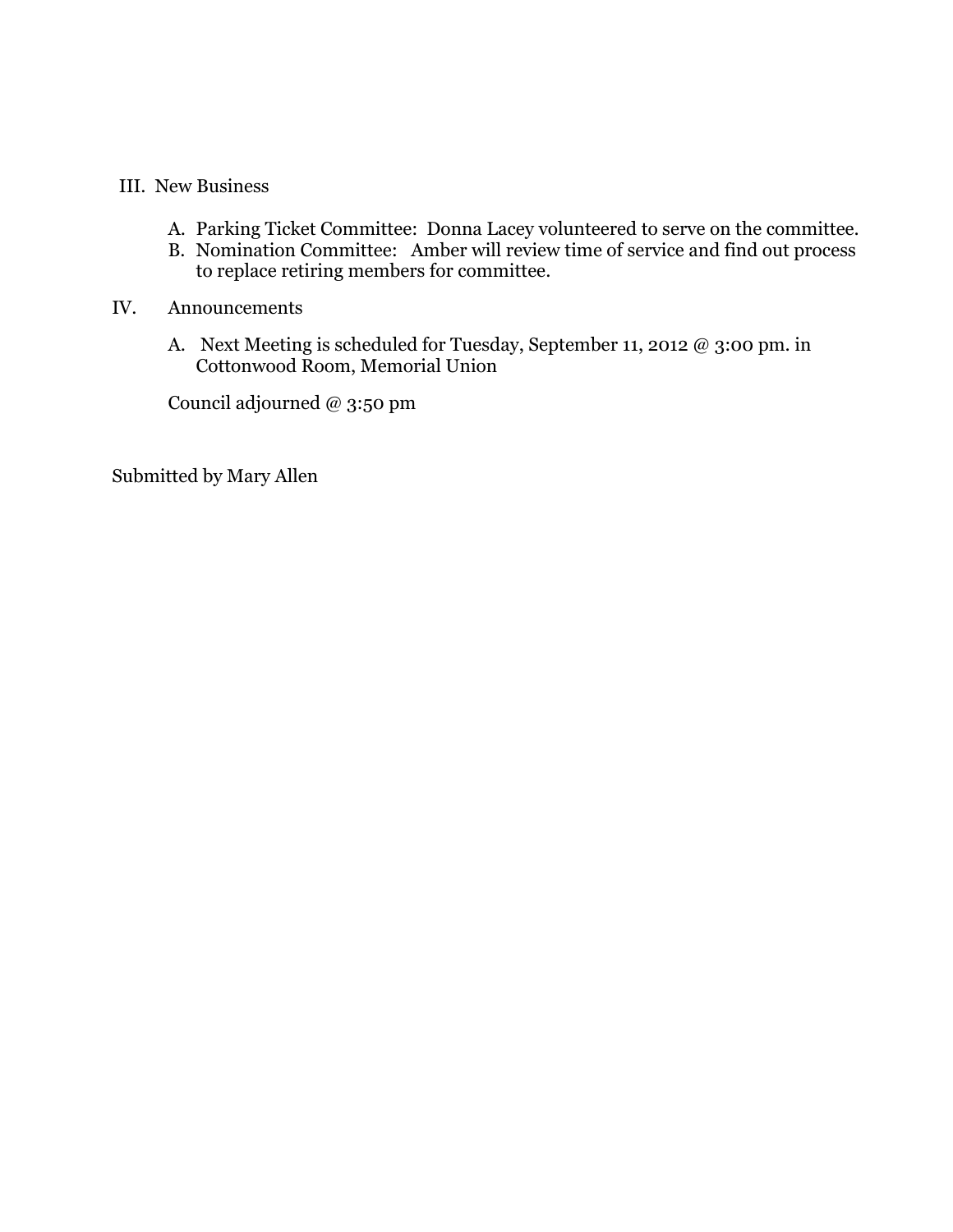III. New Business

   A. Parking Ticket Committee:  Donna Lacey volunteered to serve on the committee.
   B. Nomination Committee:   Amber will review time of service and find out process to replace retiring members for committee.

IV. Announcements

   A. Next Meeting is scheduled for Tuesday, September 11, 2012 @ 3:00 pm. in Cottonwood Room, Memorial Union

   Council adjourned @ 3:50 pm

Submitted by Mary Allen